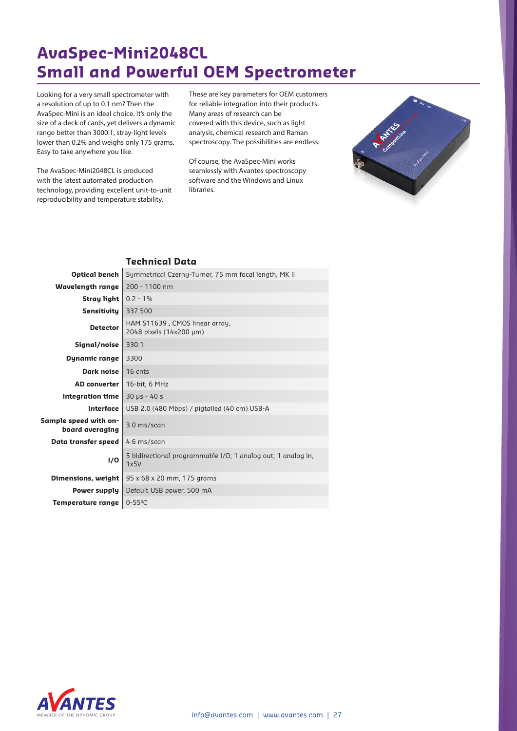# AvaSpec-Mini2048CL
# Small and Powerful OEM Spectrometer

Looking for a very small spectrometer with a resolution of up to 0.1 nm? Then the AvaSpec-Mini is an ideal choice. It's only the size of a deck of cards, yet delivers a dynamic range better than 3000:1, stray-light levels lower than 0.2% and weighs only 175 grams. Easy to take anywhere you like.

The AvaSpec-Mini2048CL is produced with the latest automated production technology, providing excellent unit-to-unit reproducibility and temperature stability.

These are key parameters for OEM customers for reliable integration into their products. Many areas of research can be covered with this device, such as light analysis, chemical research and Raman spectroscopy. The possibilities are endless.

Of course, the AvaSpec-Mini works seamlessly with Avantes spectroscopy software and the Windows and Linux libraries.

## Technical Data

| | |
|---|---|
| **Optical bench** | Symmetrical Czerny-Turner, 75 mm focal length, MK II |
| **Wavelength range** | 200 - 1100 nm |
| **Stray light** | 0.2 - 1% |
| **Sensitivity** | 337.500 |
| **Detector** | HAM S11639 , CMOS linear array, 2048 pixels (14x200 µm) |
| **Signal/noise** | 330:1 |
| **Dynamic range** | 3300 |
| **Dark noise** | 16 cnts |
| **AD converter** | 16-bit, 6 MHz |
| **Integration time** | 30 µs - 40 s |
| **Interface** | USB 2.0 (480 Mbps) / pigtailed (40 cm) USB-A |
| **Sample speed with on-board averaging** | 3.0 ms/scan |
| **Data transfer speed** | 4.6 ms/scan |
| **I/O** | 5 bidirectional programmable I/O; 1 analog out; 1 analog in, 1x5V |
| **Dimensions, weight** | 95 x 68 x 20 mm, 175 grams |
| **Power supply** | Default USB power, 500 mA |
| **Temperature range** | 0-55ºC |

info@avantes.com | www.avantes.com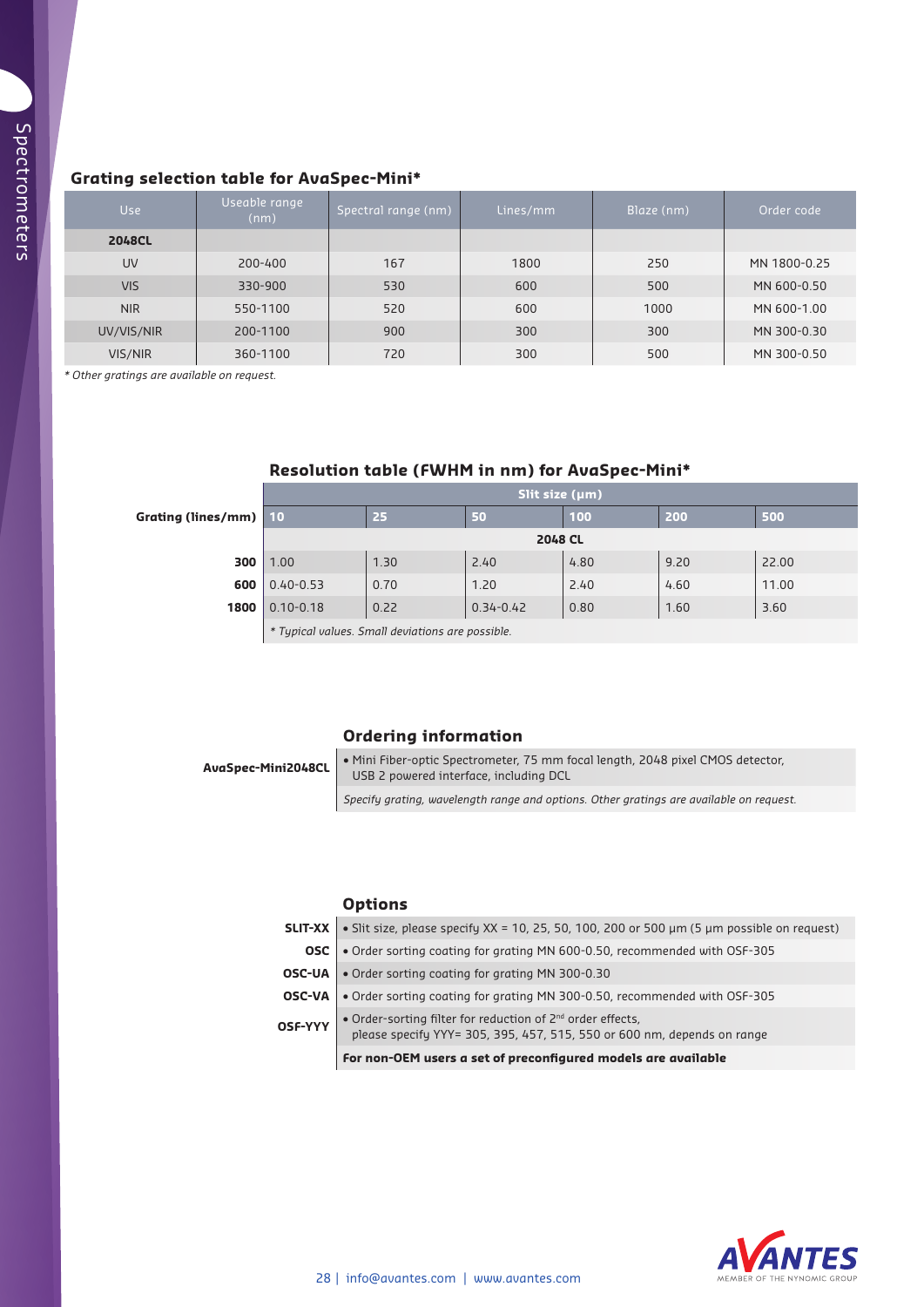## Grating selection table for AvaSpec-Mini*

| Use | Useable range (nm) | Spectral range (nm) | Lines/mm | Blaze (nm) | Order code |
|---|---|---|---|---|---|
| **2048CL** | | | | | |
| UV | 200-400 | 167 | 1800 | 250 | MN 1800-0.25 |
| VIS | 330-900 | 530 | 600 | 500 | MN 600-0.50 |
| NIR | 550-1100 | 520 | 600 | 1000 | MN 600-1.00 |
| UV/VIS/NIR | 200-1100 | 900 | 300 | 300 | MN 300-0.30 |
| VIS/NIR | 360-1100 | 720 | 300 | 500 | MN 300-0.50 |

*\* Other gratings are available on request.*

## Resolution table (FWHM in nm) for AvaSpec-Mini*

| | Slit size (μm) | | | | | |
|---|---|---|---|---|---|---|
| **Grating (lines/mm)** | **10** | **25** | **50** | **100** | **200** | **500** |
| | **2048 CL** | | | | | |
| **300** | 1.00 | 1.30 | 2.40 | 4.80 | 9.20 | 22.00 |
| **600** | 0.40-0.53 | 0.70 | 1.20 | 2.40 | 4.60 | 11.00 |
| **1800** | 0.10-0.18 | 0.22 | 0.34-0.42 | 0.80 | 1.60 | 3.60 |

*\* Typical values. Small deviations are possible.*

## Ordering information

| | |
|---|---|
| **AvaSpec-Mini2048CL** | • Mini Fiber-optic Spectrometer, 75 mm focal length, 2048 pixel CMOS detector, USB 2 powered interface, including DCL |
| | *Specify grating, wavelength range and options. Other gratings are available on request.* |

## Options

| | |
|---|---|
| **SLIT-XX** | • Slit size, please specify XX = 10, 25, 50, 100, 200 or 500 μm (5 μm possible on request) |
| **OSC** | • Order sorting coating for grating MN 600-0.50, recommended with OSF-305 |
| **OSC-UA** | • Order sorting coating for grating MN 300-0.30 |
| **OSC-VA** | • Order sorting coating for grating MN 300-0.50, recommended with OSF-305 |
| **OSF-YYY** | • Order-sorting filter for reduction of 2nd order effects, please specify YYY= 305, 395, 457, 515, 550 or 600 nm, depends on range |
| | **For non-OEM users a set of preconfigured models are available** |